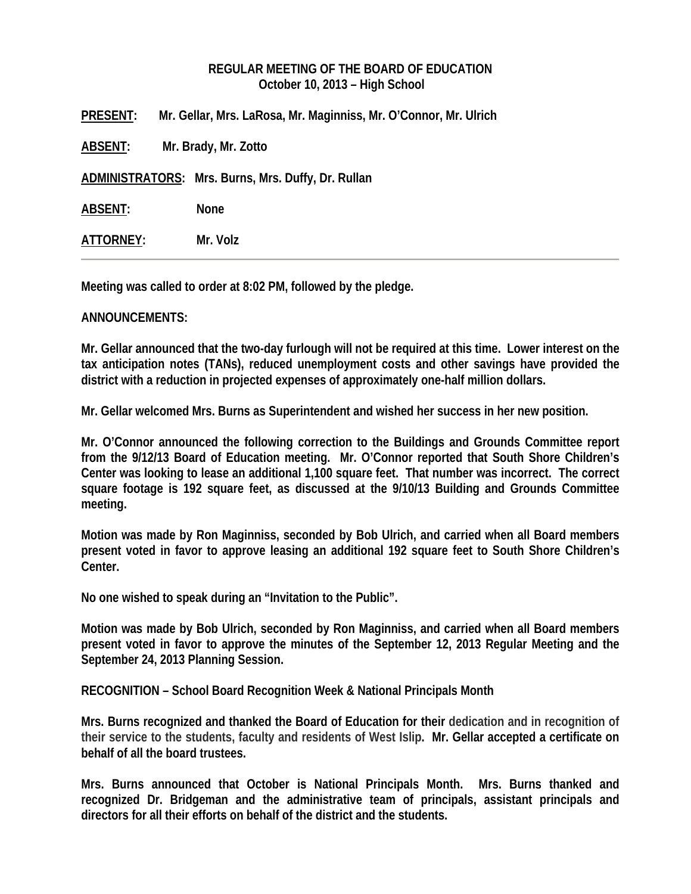# REGULAR MEETING OF THE BOARD OF EDUCATION
## October 10, 2013 – High School

**PRESENT:** Mr. Gellar, Mrs. LaRosa, Mr. Maginniss, Mr. O'Connor, Mr. Ulrich

**ABSENT:** Mr. Brady, Mr. Zotto

**ADMINISTRATORS:** Mrs. Burns, Mrs. Duffy, Dr. Rullan

**ABSENT:** None

**ATTORNEY:** Mr. Volz

---

**Meeting was called to order at 8:02 PM, followed by the pledge.**

**ANNOUNCEMENTS:**

**Mr. Gellar announced that the two-day furlough will not be required at this time. Lower interest on the tax anticipation notes (TANs), reduced unemployment costs and other savings have provided the district with a reduction in projected expenses of approximately one-half million dollars.**

**Mr. Gellar welcomed Mrs. Burns as Superintendent and wished her success in her new position.**

**Mr. O'Connor announced the following correction to the Buildings and Grounds Committee report from the 9/12/13 Board of Education meeting. Mr. O'Connor reported that South Shore Children's Center was looking to lease an additional 1,100 square feet. That number was incorrect. The correct square footage is 192 square feet, as discussed at the 9/10/13 Building and Grounds Committee meeting.**

**Motion was made by Ron Maginniss, seconded by Bob Ulrich, and carried when all Board members present voted in favor to approve leasing an additional 192 square feet to South Shore Children's Center.**

**No one wished to speak during an "Invitation to the Public".**

**Motion was made by Bob Ulrich, seconded by Ron Maginniss, and carried when all Board members present voted in favor to approve the minutes of the September 12, 2013 Regular Meeting and the September 24, 2013 Planning Session.**

**RECOGNITION – School Board Recognition Week & National Principals Month**

**Mrs. Burns recognized and thanked the Board of Education for their dedication and in recognition of their service to the students, faculty and residents of West Islip. Mr. Gellar accepted a certificate on behalf of all the board trustees.**

**Mrs. Burns announced that October is National Principals Month. Mrs. Burns thanked and recognized Dr. Bridgeman and the administrative team of principals, assistant principals and directors for all their efforts on behalf of the district and the students.**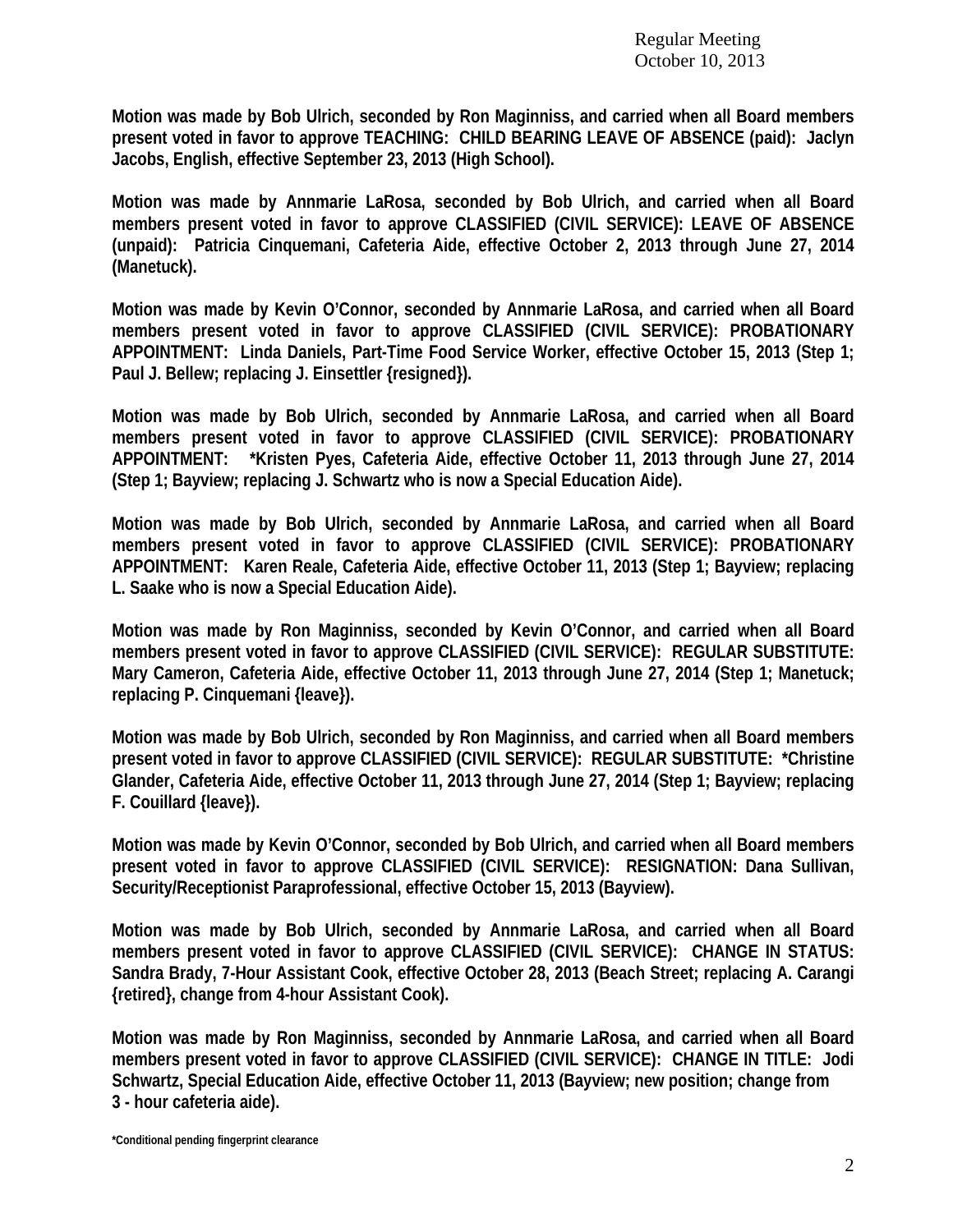**Motion was made by Bob Ulrich, seconded by Ron Maginniss, and carried when all Board members present voted in favor to approve TEACHING: CHILD BEARING LEAVE OF ABSENCE (paid): Jaclyn Jacobs, English, effective September 23, 2013 (High School).**

**Motion was made by Annmarie LaRosa, seconded by Bob Ulrich, and carried when all Board members present voted in favor to approve CLASSIFIED (CIVIL SERVICE): LEAVE OF ABSENCE (unpaid): Patricia Cinquemani, Cafeteria Aide, effective October 2, 2013 through June 27, 2014 (Manetuck).**

**Motion was made by Kevin O'Connor, seconded by Annmarie LaRosa, and carried when all Board members present voted in favor to approve CLASSIFIED (CIVIL SERVICE): PROBATIONARY APPOINTMENT: Linda Daniels, Part-Time Food Service Worker, effective October 15, 2013 (Step 1; Paul J. Bellew; replacing J. Einsettler {resigned}).**

**Motion was made by Bob Ulrich, seconded by Annmarie LaRosa, and carried when all Board members present voted in favor to approve CLASSIFIED (CIVIL SERVICE): PROBATIONARY APPOINTMENT: *Kristen Pyes, Cafeteria Aide, effective October 11, 2013 through June 27, 2014 (Step 1; Bayview; replacing J. Schwartz who is now a Special Education Aide).**

**Motion was made by Bob Ulrich, seconded by Annmarie LaRosa, and carried when all Board members present voted in favor to approve CLASSIFIED (CIVIL SERVICE): PROBATIONARY APPOINTMENT: Karen Reale, Cafeteria Aide, effective October 11, 2013 (Step 1; Bayview; replacing L. Saake who is now a Special Education Aide).**

**Motion was made by Ron Maginniss, seconded by Kevin O'Connor, and carried when all Board members present voted in favor to approve CLASSIFIED (CIVIL SERVICE): REGULAR SUBSTITUTE: Mary Cameron, Cafeteria Aide, effective October 11, 2013 through June 27, 2014 (Step 1; Manetuck; replacing P. Cinquemani {leave}).**

**Motion was made by Bob Ulrich, seconded by Ron Maginniss, and carried when all Board members present voted in favor to approve CLASSIFIED (CIVIL SERVICE): REGULAR SUBSTITUTE: *Christine Glander, Cafeteria Aide, effective October 11, 2013 through June 27, 2014 (Step 1; Bayview; replacing F. Couillard {leave}).**

**Motion was made by Kevin O'Connor, seconded by Bob Ulrich, and carried when all Board members present voted in favor to approve CLASSIFIED (CIVIL SERVICE): RESIGNATION: Dana Sullivan, Security/Receptionist Paraprofessional, effective October 15, 2013 (Bayview).**

**Motion was made by Bob Ulrich, seconded by Annmarie LaRosa, and carried when all Board members present voted in favor to approve CLASSIFIED (CIVIL SERVICE): CHANGE IN STATUS: Sandra Brady, 7-Hour Assistant Cook, effective October 28, 2013 (Beach Street; replacing A. Carangi {retired}, change from 4-hour Assistant Cook).**

**Motion was made by Ron Maginniss, seconded by Annmarie LaRosa, and carried when all Board members present voted in favor to approve CLASSIFIED (CIVIL SERVICE): CHANGE IN TITLE: Jodi Schwartz, Special Education Aide, effective October 11, 2013 (Bayview; new position; change from 3 - hour cafeteria aide).**

***Conditional pending fingerprint clearance**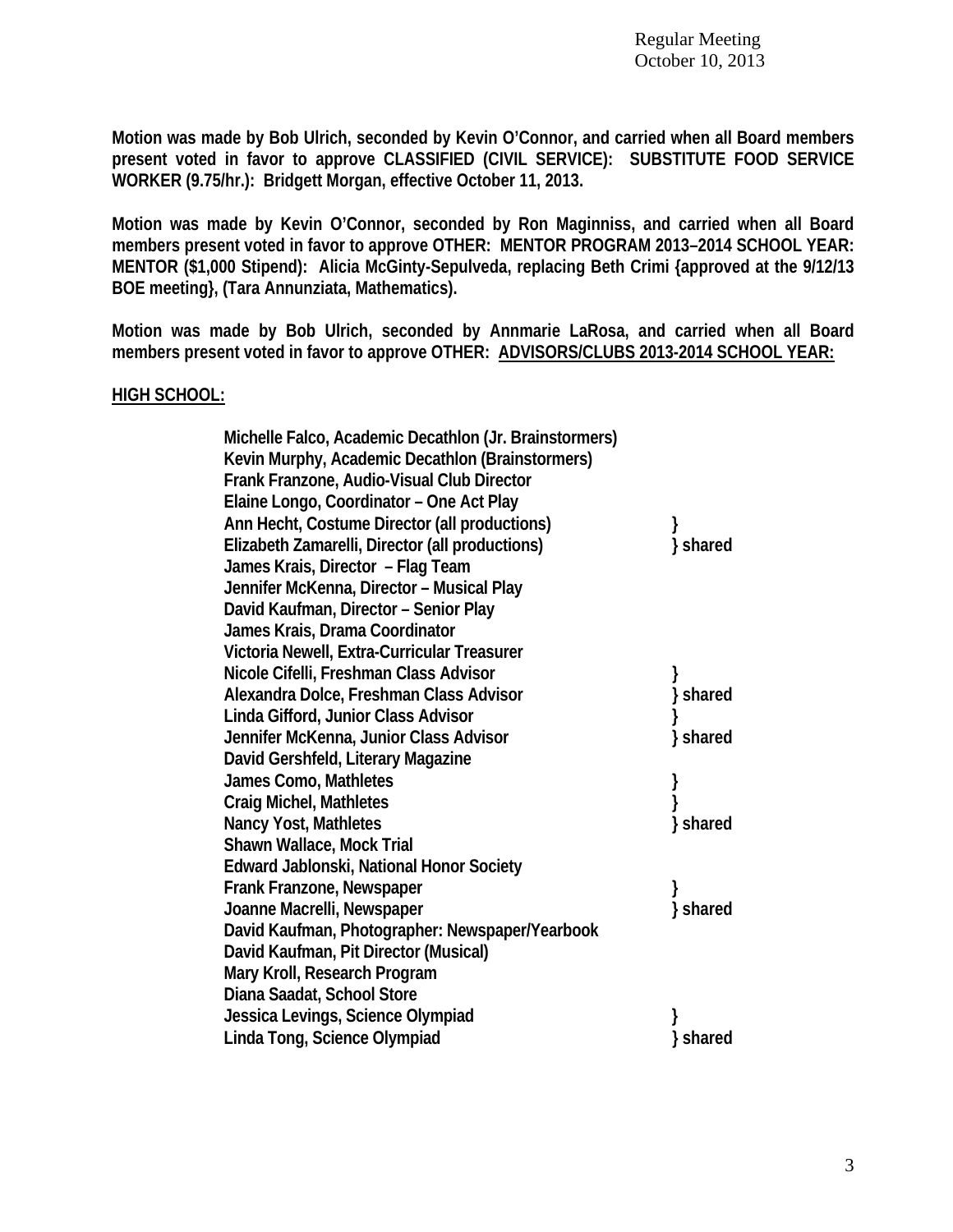**Motion was made by Bob Ulrich, seconded by Kevin O'Connor, and carried when all Board members present voted in favor to approve CLASSIFIED (CIVIL SERVICE): SUBSTITUTE FOOD SERVICE WORKER (9.75/hr.): Bridgett Morgan, effective October 11, 2013.**

**Motion was made by Kevin O'Connor, seconded by Ron Maginniss, and carried when all Board members present voted in favor to approve OTHER: MENTOR PROGRAM 2013–2014 SCHOOL YEAR: MENTOR ($1,000 Stipend): Alicia McGinty-Sepulveda, replacing Beth Crimi {approved at the 9/12/13 BOE meeting}, (Tara Annunziata, Mathematics).**

**Motion was made by Bob Ulrich, seconded by Annmarie LaRosa, and carried when all Board members present voted in favor to approve OTHER: ADVISORS/CLUBS 2013-2014 SCHOOL YEAR:**

**HIGH SCHOOL:**

| | |
|---|---|
| Michelle Falco, Academic Decathlon (Jr. Brainstormers) | |
| Kevin Murphy, Academic Decathlon (Brainstormers) | |
| Frank Franzone, Audio-Visual Club Director | |
| Elaine Longo, Coordinator – One Act Play | |
| Ann Hecht, Costume Director (all productions) | } |
| Elizabeth Zamarelli, Director (all productions) | } shared |
| James Krais, Director – Flag Team | |
| Jennifer McKenna, Director – Musical Play | |
| David Kaufman, Director – Senior Play | |
| James Krais, Drama Coordinator | |
| Victoria Newell, Extra-Curricular Treasurer | |
| Nicole Cifelli, Freshman Class Advisor | } |
| Alexandra Dolce, Freshman Class Advisor | } shared |
| Linda Gifford, Junior Class Advisor | } |
| Jennifer McKenna, Junior Class Advisor | } shared |
| David Gershfeld, Literary Magazine | |
| James Como, Mathletes | } |
| Craig Michel, Mathletes | } |
| Nancy Yost, Mathletes | } shared |
| Shawn Wallace, Mock Trial | |
| Edward Jablonski, National Honor Society | |
| Frank Franzone, Newspaper | } |
| Joanne Macrelli, Newspaper | } shared |
| David Kaufman, Photographer: Newspaper/Yearbook | |
| David Kaufman, Pit Director (Musical) | |
| Mary Kroll, Research Program | |
| Diana Saadat, School Store | |
| Jessica Levings, Science Olympiad | } |
| Linda Tong, Science Olympiad | } shared |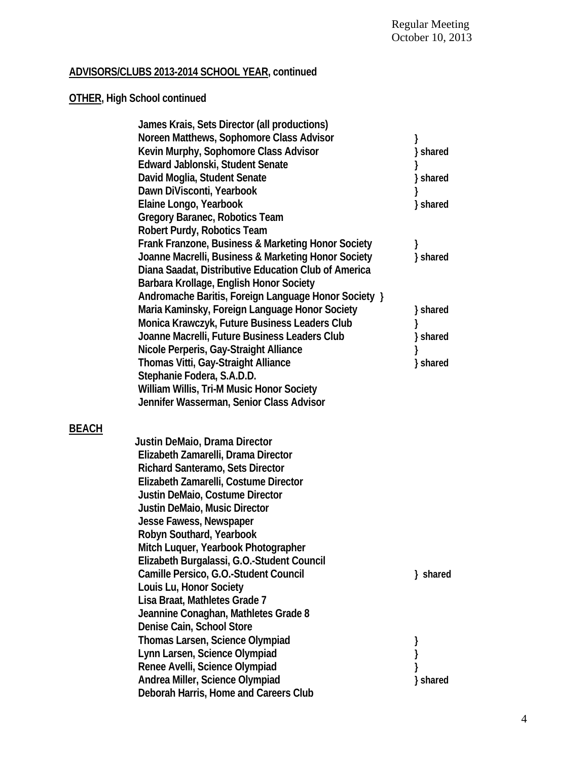**ADVISORS/CLUBS 2013-2014 SCHOOL YEAR, continued**

**OTHER, High School continued**

| Name | |
|---|---|
| James Krais, Sets Director (all productions) | |
| Noreen Matthews, Sophomore Class Advisor | } |
| Kevin Murphy, Sophomore Class Advisor | } shared |
| Edward Jablonski, Student Senate | } |
| David Moglia, Student Senate | } shared |
| Dawn DiVisconti, Yearbook | } |
| Elaine Longo, Yearbook | } shared |
| Gregory Baranec, Robotics Team | |
| Robert Purdy, Robotics Team | |
| Frank Franzone, Business & Marketing Honor Society | } |
| Joanne Macrelli, Business & Marketing Honor Society | } shared |
| Diana Saadat, Distributive Education Club of America | |
| Barbara Krollage, English Honor Society | |
| Andromache Baritis, Foreign Language Honor Society | } |
| Maria Kaminsky, Foreign Language Honor Society | } shared |
| Monica Krawczyk, Future Business Leaders Club | } |
| Joanne Macrelli, Future Business Leaders Club | } shared |
| Nicole Perperis, Gay-Straight Alliance | } |
| Thomas Vitti, Gay-Straight Alliance | } shared |
| Stephanie Fodera, S.A.D.D. | |
| William Willis, Tri-M Music Honor Society | |
| Jennifer Wasserman, Senior Class Advisor | |

**BEACH**

| Name | |
|---|---|
| Justin DeMaio, Drama Director | |
| Elizabeth Zamarelli, Drama Director | |
| Richard Santeramo, Sets Director | |
| Elizabeth Zamarelli, Costume Director | |
| Justin DeMaio, Costume Director | |
| Justin DeMaio, Music Director | |
| Jesse Fawess, Newspaper | |
| Robyn Southard, Yearbook | |
| Mitch Luquer, Yearbook Photographer | |
| Elizabeth Burgalassi, G.O.-Student Council | |
| Camille Persico, G.O.-Student Council | } shared |
| Louis Lu, Honor Society | |
| Lisa Braat, Mathletes Grade 7 | |
| Jeannine Conaghan, Mathletes Grade 8 | |
| Denise Cain, School Store | |
| Thomas Larsen, Science Olympiad | } |
| Lynn Larsen, Science Olympiad | } |
| Renee Avelli, Science Olympiad | } |
| Andrea Miller, Science Olympiad | } shared |
| Deborah Harris, Home and Careers Club | |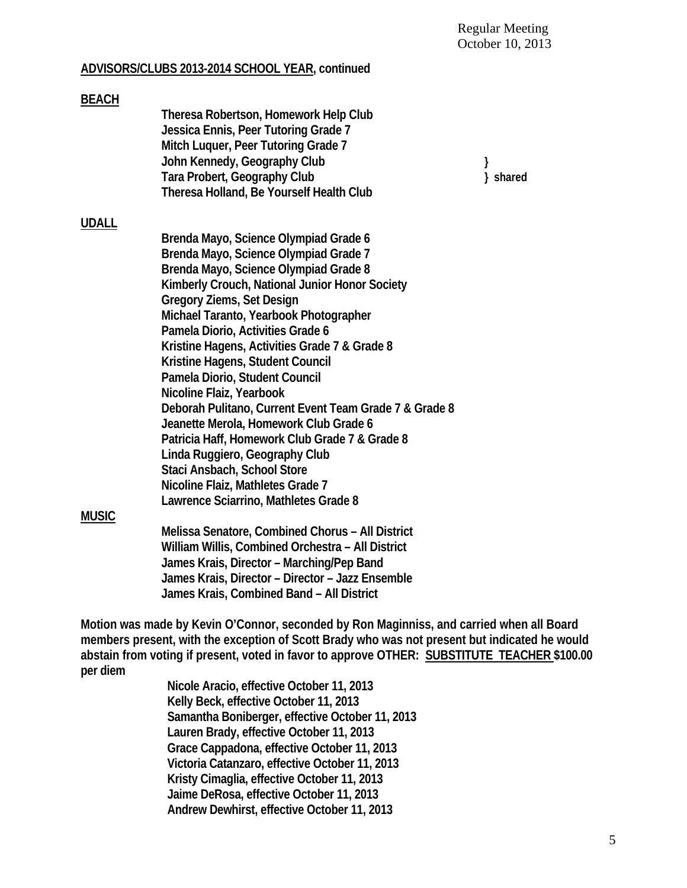**ADVISORS/CLUBS 2013-2014 SCHOOL YEAR, continued**

**BEACH**

- Theresa Robertson, Homework Help Club
- Jessica Ennis, Peer Tutoring Grade 7
- Mitch Luquer, Peer Tutoring Grade 7
- John Kennedy, Geography Club }
- Tara Probert, Geography Club } shared
- Theresa Holland, Be Yourself Health Club

**UDALL**

- Brenda Mayo, Science Olympiad Grade 6
- Brenda Mayo, Science Olympiad Grade 7
- Brenda Mayo, Science Olympiad Grade 8
- Kimberly Crouch, National Junior Honor Society
- Gregory Ziems, Set Design
- Michael Taranto, Yearbook Photographer
- Pamela Diorio, Activities Grade 6
- Kristine Hagens, Activities Grade 7 & Grade 8
- Kristine Hagens, Student Council
- Pamela Diorio, Student Council
- Nicoline Flaiz, Yearbook
- Deborah Pulitano, Current Event Team Grade 7 & Grade 8
- Jeanette Merola, Homework Club Grade 6
- Patricia Haff, Homework Club Grade 7 & Grade 8
- Linda Ruggiero, Geography Club
- Staci Ansbach, School Store
- Nicoline Flaiz, Mathletes Grade 7
- Lawrence Sciarrino, Mathletes Grade 8

**MUSIC**

- Melissa Senatore, Combined Chorus – All District
- William Willis, Combined Orchestra – All District
- James Krais, Director – Marching/Pep Band
- James Krais, Director – Director – Jazz Ensemble
- James Krais, Combined Band – All District

**Motion was made by Kevin O'Connor, seconded by Ron Maginniss, and carried when all Board members present, with the exception of Scott Brady who was not present but indicated he would abstain from voting if present, voted in favor to approve OTHER: SUBSTITUTE TEACHER $100.00 per diem**

- Nicole Aracio, effective October 11, 2013
- Kelly Beck, effective October 11, 2013
- Samantha Boniberger, effective October 11, 2013
- Lauren Brady, effective October 11, 2013
- Grace Cappadona, effective October 11, 2013
- Victoria Catanzaro, effective October 11, 2013
- Kristy Cimaglia, effective October 11, 2013
- Jaime DeRosa, effective October 11, 2013
- Andrew Dewhirst, effective October 11, 2013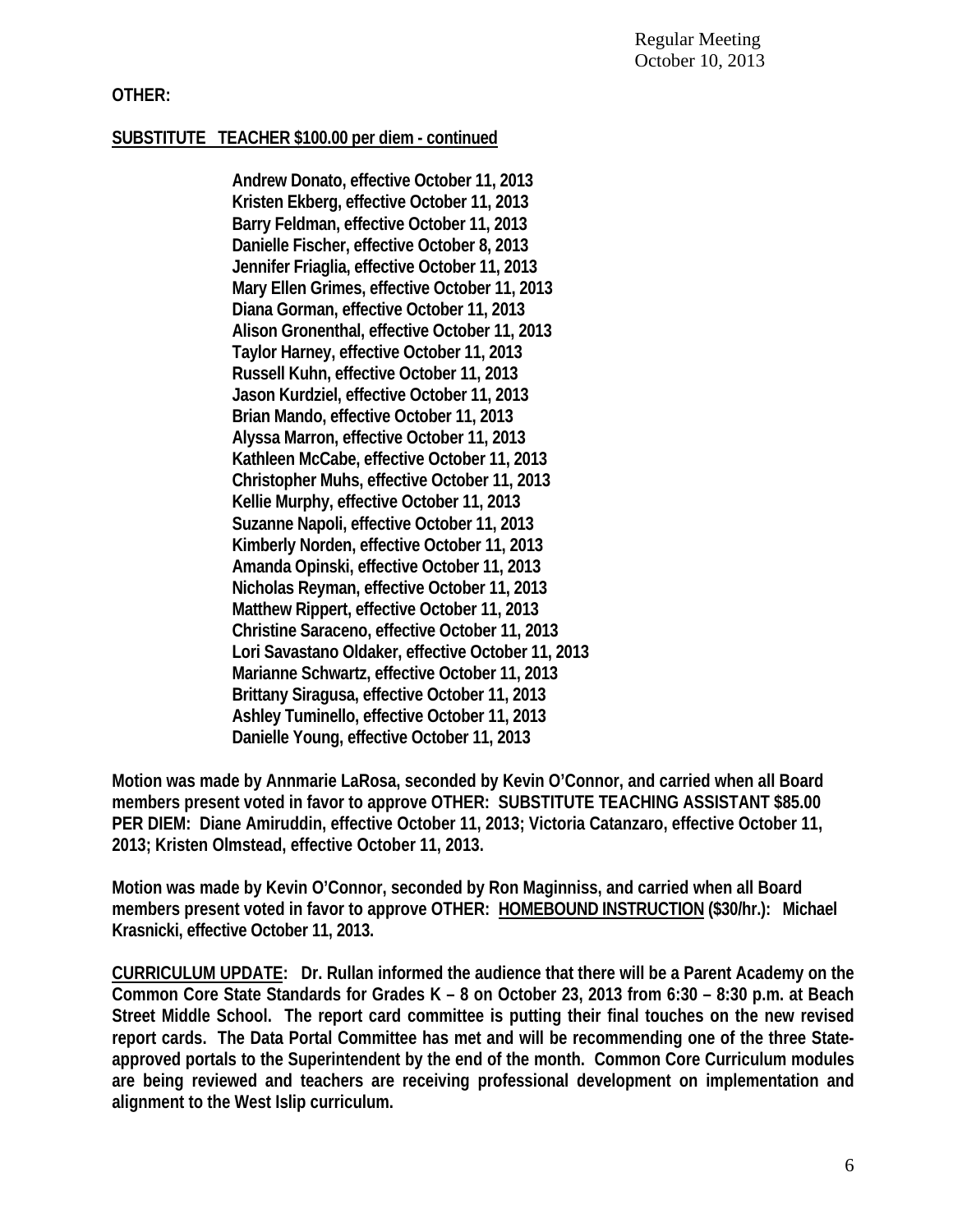**OTHER:**

**SUBSTITUTE TEACHER $100.00 per diem - continued**

**Andrew Donato, effective October 11, 2013**
**Kristen Ekberg, effective October 11, 2013**
**Barry Feldman, effective October 11, 2013**
**Danielle Fischer, effective October 8, 2013**
**Jennifer Friaglia, effective October 11, 2013**
**Mary Ellen Grimes, effective October 11, 2013**
**Diana Gorman, effective October 11, 2013**
**Alison Gronenthal, effective October 11, 2013**
**Taylor Harney, effective October 11, 2013**
**Russell Kuhn, effective October 11, 2013**
**Jason Kurdziel, effective October 11, 2013**
**Brian Mando, effective October 11, 2013**
**Alyssa Marron, effective October 11, 2013**
**Kathleen McCabe, effective October 11, 2013**
**Christopher Muhs, effective October 11, 2013**
**Kellie Murphy, effective October 11, 2013**
**Suzanne Napoli, effective October 11, 2013**
**Kimberly Norden, effective October 11, 2013**
**Amanda Opinski, effective October 11, 2013**
**Nicholas Reyman, effective October 11, 2013**
**Matthew Rippert, effective October 11, 2013**
**Christine Saraceno, effective October 11, 2013**
**Lori Savastano Oldaker, effective October 11, 2013**
**Marianne Schwartz, effective October 11, 2013**
**Brittany Siragusa, effective October 11, 2013**
**Ashley Tuminello, effective October 11, 2013**
**Danielle Young, effective October 11, 2013**

**Motion was made by Annmarie LaRosa, seconded by Kevin O'Connor, and carried when all Board members present voted in favor to approve OTHER: SUBSTITUTE TEACHING ASSISTANT $85.00 PER DIEM: Diane Amiruddin, effective October 11, 2013; Victoria Catanzaro, effective October 11, 2013; Kristen Olmstead, effective October 11, 2013.**

**Motion was made by Kevin O'Connor, seconded by Ron Maginniss, and carried when all Board members present voted in favor to approve OTHER: HOMEBOUND INSTRUCTION ($30/hr.): Michael Krasnicki, effective October 11, 2013.**

**CURRICULUM UPDATE: Dr. Rullan informed the audience that there will be a Parent Academy on the Common Core State Standards for Grades K – 8 on October 23, 2013 from 6:30 – 8:30 p.m. at Beach Street Middle School. The report card committee is putting their final touches on the new revised report cards. The Data Portal Committee has met and will be recommending one of the three State-approved portals to the Superintendent by the end of the month. Common Core Curriculum modules are being reviewed and teachers are receiving professional development on implementation and alignment to the West Islip curriculum.**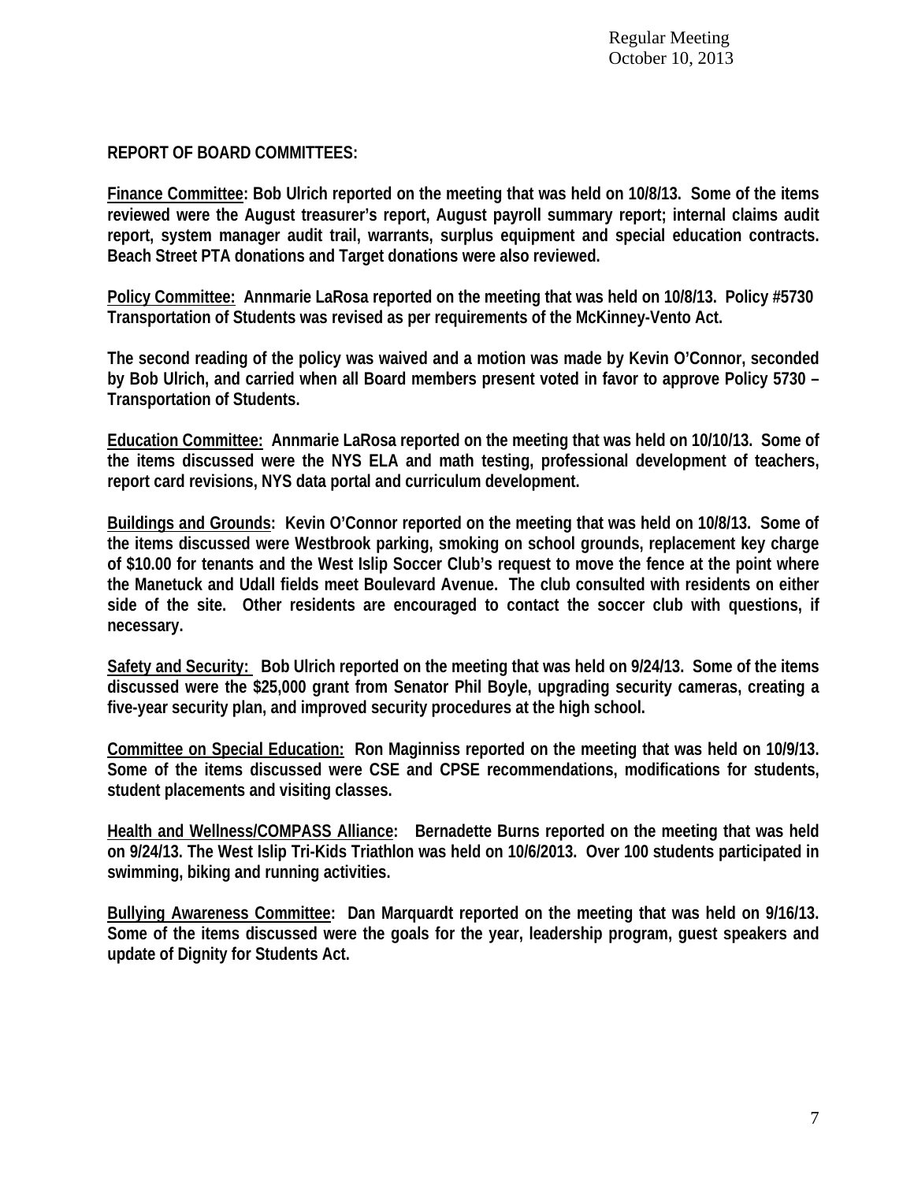**REPORT OF BOARD COMMITTEES:**

**Finance Committee: Bob Ulrich reported on the meeting that was held on 10/8/13. Some of the items reviewed were the August treasurer's report, August payroll summary report; internal claims audit report, system manager audit trail, warrants, surplus equipment and special education contracts. Beach Street PTA donations and Target donations were also reviewed.**

**Policy Committee: Annmarie LaRosa reported on the meeting that was held on 10/8/13. Policy #5730 Transportation of Students was revised as per requirements of the McKinney-Vento Act.**

**The second reading of the policy was waived and a motion was made by Kevin O'Connor, seconded by Bob Ulrich, and carried when all Board members present voted in favor to approve Policy 5730 – Transportation of Students.**

**Education Committee: Annmarie LaRosa reported on the meeting that was held on 10/10/13. Some of the items discussed were the NYS ELA and math testing, professional development of teachers, report card revisions, NYS data portal and curriculum development.**

**Buildings and Grounds: Kevin O'Connor reported on the meeting that was held on 10/8/13. Some of the items discussed were Westbrook parking, smoking on school grounds, replacement key charge of $10.00 for tenants and the West Islip Soccer Club's request to move the fence at the point where the Manetuck and Udall fields meet Boulevard Avenue. The club consulted with residents on either side of the site. Other residents are encouraged to contact the soccer club with questions, if necessary.**

**Safety and Security: Bob Ulrich reported on the meeting that was held on 9/24/13. Some of the items discussed were the $25,000 grant from Senator Phil Boyle, upgrading security cameras, creating a five-year security plan, and improved security procedures at the high school.**

**Committee on Special Education: Ron Maginniss reported on the meeting that was held on 10/9/13. Some of the items discussed were CSE and CPSE recommendations, modifications for students, student placements and visiting classes.**

**Health and Wellness/COMPASS Alliance: Bernadette Burns reported on the meeting that was held on 9/24/13. The West Islip Tri-Kids Triathlon was held on 10/6/2013. Over 100 students participated in swimming, biking and running activities.**

**Bullying Awareness Committee: Dan Marquardt reported on the meeting that was held on 9/16/13. Some of the items discussed were the goals for the year, leadership program, guest speakers and update of Dignity for Students Act.**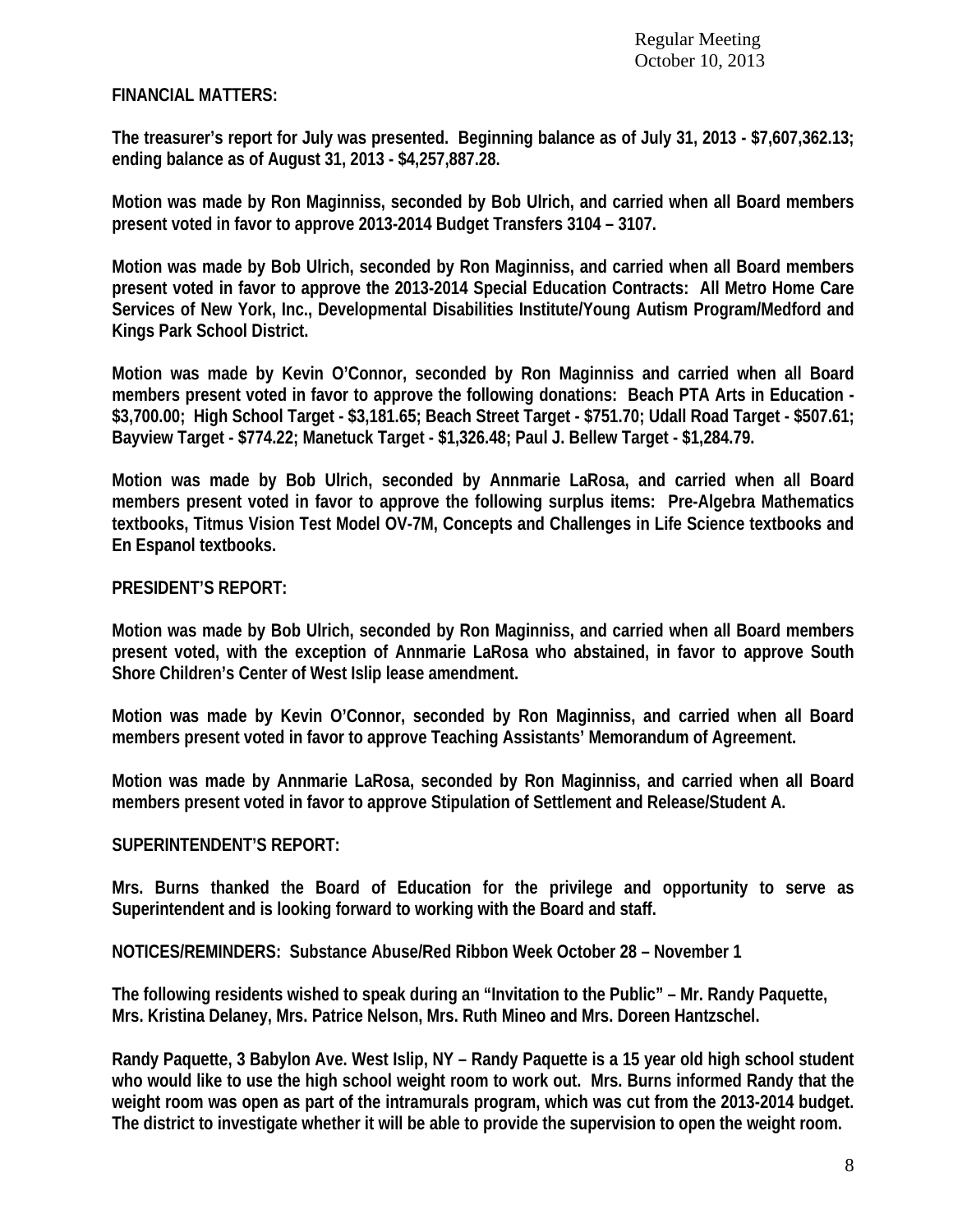**FINANCIAL MATTERS:**

**The treasurer's report for July was presented. Beginning balance as of July 31, 2013 - $7,607,362.13; ending balance as of August 31, 2013 - $4,257,887.28.**

**Motion was made by Ron Maginniss, seconded by Bob Ulrich, and carried when all Board members present voted in favor to approve 2013-2014 Budget Transfers 3104 – 3107.**

**Motion was made by Bob Ulrich, seconded by Ron Maginniss, and carried when all Board members present voted in favor to approve the 2013-2014 Special Education Contracts: All Metro Home Care Services of New York, Inc., Developmental Disabilities Institute/Young Autism Program/Medford and Kings Park School District.**

**Motion was made by Kevin O'Connor, seconded by Ron Maginniss and carried when all Board members present voted in favor to approve the following donations: Beach PTA Arts in Education - $3,700.00; High School Target - $3,181.65; Beach Street Target - $751.70; Udall Road Target - $507.61; Bayview Target - $774.22; Manetuck Target - $1,326.48; Paul J. Bellew Target - $1,284.79.**

**Motion was made by Bob Ulrich, seconded by Annmarie LaRosa, and carried when all Board members present voted in favor to approve the following surplus items: Pre-Algebra Mathematics textbooks, Titmus Vision Test Model OV-7M, Concepts and Challenges in Life Science textbooks and En Espanol textbooks.**

**PRESIDENT'S REPORT:**

**Motion was made by Bob Ulrich, seconded by Ron Maginniss, and carried when all Board members present voted, with the exception of Annmarie LaRosa who abstained, in favor to approve South Shore Children's Center of West Islip lease amendment.**

**Motion was made by Kevin O'Connor, seconded by Ron Maginniss, and carried when all Board members present voted in favor to approve Teaching Assistants' Memorandum of Agreement.**

**Motion was made by Annmarie LaRosa, seconded by Ron Maginniss, and carried when all Board members present voted in favor to approve Stipulation of Settlement and Release/Student A.**

**SUPERINTENDENT'S REPORT:**

**Mrs. Burns thanked the Board of Education for the privilege and opportunity to serve as Superintendent and is looking forward to working with the Board and staff.**

**NOTICES/REMINDERS: Substance Abuse/Red Ribbon Week October 28 – November 1**

**The following residents wished to speak during an "Invitation to the Public" – Mr. Randy Paquette, Mrs. Kristina Delaney, Mrs. Patrice Nelson, Mrs. Ruth Mineo and Mrs. Doreen Hantzschel.**

**Randy Paquette, 3 Babylon Ave. West Islip, NY – Randy Paquette is a 15 year old high school student who would like to use the high school weight room to work out. Mrs. Burns informed Randy that the weight room was open as part of the intramurals program, which was cut from the 2013-2014 budget. The district to investigate whether it will be able to provide the supervision to open the weight room.**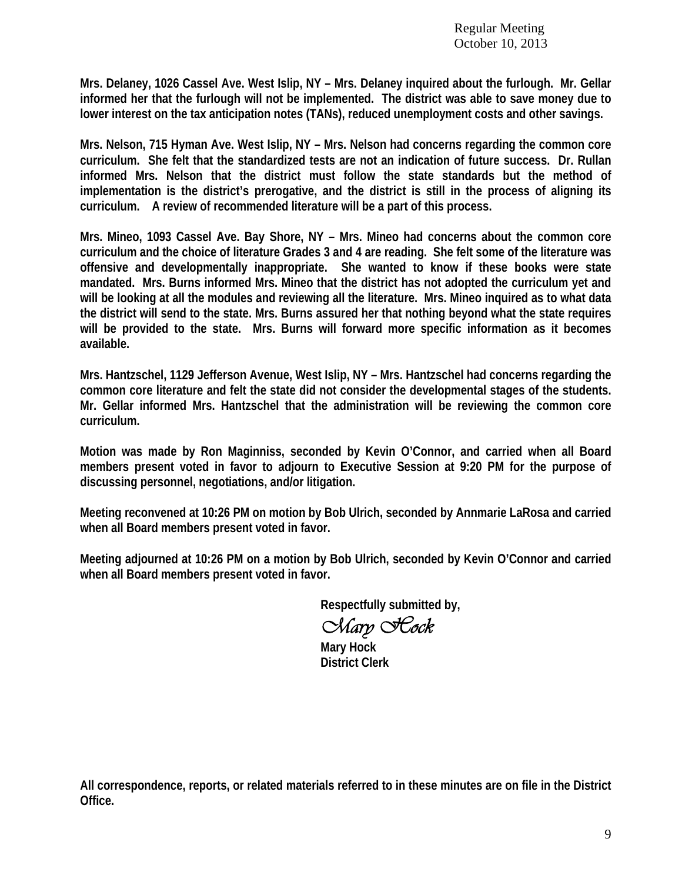**Mrs. Delaney, 1026 Cassel Ave. West Islip, NY – Mrs. Delaney inquired about the furlough. Mr. Gellar informed her that the furlough will not be implemented. The district was able to save money due to lower interest on the tax anticipation notes (TANs), reduced unemployment costs and other savings.**

**Mrs. Nelson, 715 Hyman Ave. West Islip, NY – Mrs. Nelson had concerns regarding the common core curriculum. She felt that the standardized tests are not an indication of future success. Dr. Rullan informed Mrs. Nelson that the district must follow the state standards but the method of implementation is the district's prerogative, and the district is still in the process of aligning its curriculum. A review of recommended literature will be a part of this process.**

**Mrs. Mineo, 1093 Cassel Ave. Bay Shore, NY – Mrs. Mineo had concerns about the common core curriculum and the choice of literature Grades 3 and 4 are reading. She felt some of the literature was offensive and developmentally inappropriate. She wanted to know if these books were state mandated. Mrs. Burns informed Mrs. Mineo that the district has not adopted the curriculum yet and will be looking at all the modules and reviewing all the literature. Mrs. Mineo inquired as to what data the district will send to the state. Mrs. Burns assured her that nothing beyond what the state requires will be provided to the state. Mrs. Burns will forward more specific information as it becomes available.**

**Mrs. Hantzschel, 1129 Jefferson Avenue, West Islip, NY – Mrs. Hantzschel had concerns regarding the common core literature and felt the state did not consider the developmental stages of the students. Mr. Gellar informed Mrs. Hantzschel that the administration will be reviewing the common core curriculum.**

**Motion was made by Ron Maginniss, seconded by Kevin O'Connor, and carried when all Board members present voted in favor to adjourn to Executive Session at 9:20 PM for the purpose of discussing personnel, negotiations, and/or litigation.**

**Meeting reconvened at 10:26 PM on motion by Bob Ulrich, seconded by Annmarie LaRosa and carried when all Board members present voted in favor.**

**Meeting adjourned at 10:26 PM on a motion by Bob Ulrich, seconded by Kevin O'Connor and carried when all Board members present voted in favor.**

**Respectfully submitted by,**

*Mary Hock*

**Mary Hock**
**District Clerk**

**All correspondence, reports, or related materials referred to in these minutes are on file in the District Office.**